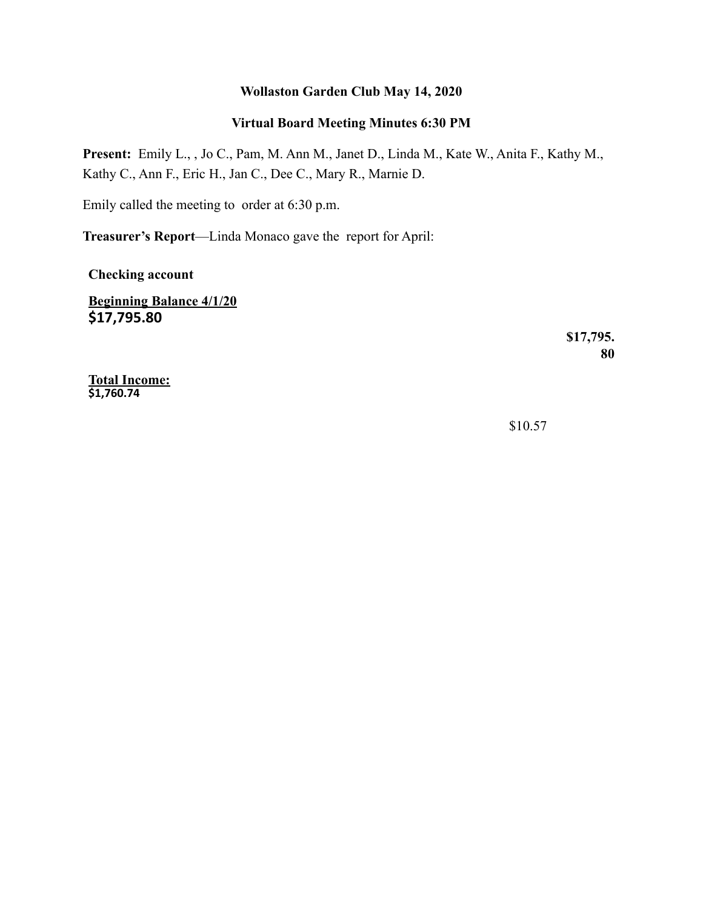**Wollaston Garden Club May 14, 2020**

**Virtual Board Meeting Minutes 6:30 PM**

**Present:** Emily L., , Jo C., Pam, M. Ann M., Janet D., Linda M., Kate W., Anita F., Kathy M., Kathy C., Ann F., Eric H., Jan C., Dee C., Mary R., Marnie D.

Emily called the meeting to order at 6:30 p.m.

**Treasurer's Report**—Linda Monaco gave the report for April:

**Checking account**

**Beginning Balance 4/1/20**
**$17,795.80**

**$17,795.80**

**Total Income:**
**$1,760.74**

$10.57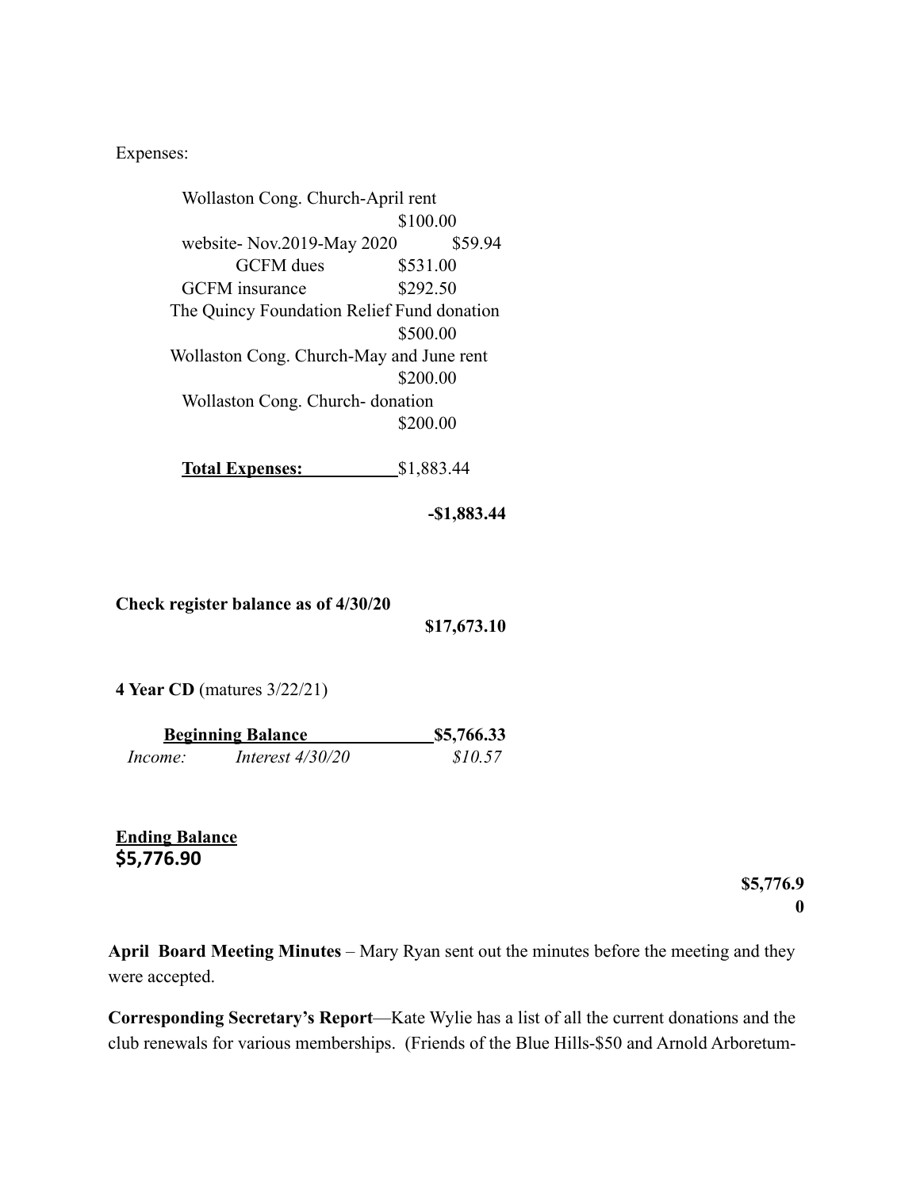Expenses:

| | |
|---|---|
| Wollaston Cong. Church-April rent | $100.00 |
| website- Nov.2019-May 2020 | $59.94 |
| GCFM dues | $531.00 |
| GCFM insurance | $292.50 |
| The Quincy Foundation Relief Fund donation | $500.00 |
| Wollaston Cong. Church-May and June rent | $200.00 |
| Wollaston Cong. Church- donation | $200.00 |

**Total Expenses:** $1,883.44

**-$1,883.44**

**Check register balance as of 4/30/20**

**$17,673.10**

**4 Year CD** (matures 3/22/21)

| | | |
|---|---|---|
| | **Beginning Balance** | **$5,766.33** |
| *Income:* | *Interest 4/30/20* | *$10.57* |

**Ending Balance**
**$5,776.90**

**$5,776.90**

**April Board Meeting Minutes** – Mary Ryan sent out the minutes before the meeting and they were accepted.

**Corresponding Secretary's Report**—Kate Wylie has a list of all the current donations and the club renewals for various memberships. (Friends of the Blue Hills-$50 and Arnold Arboretum-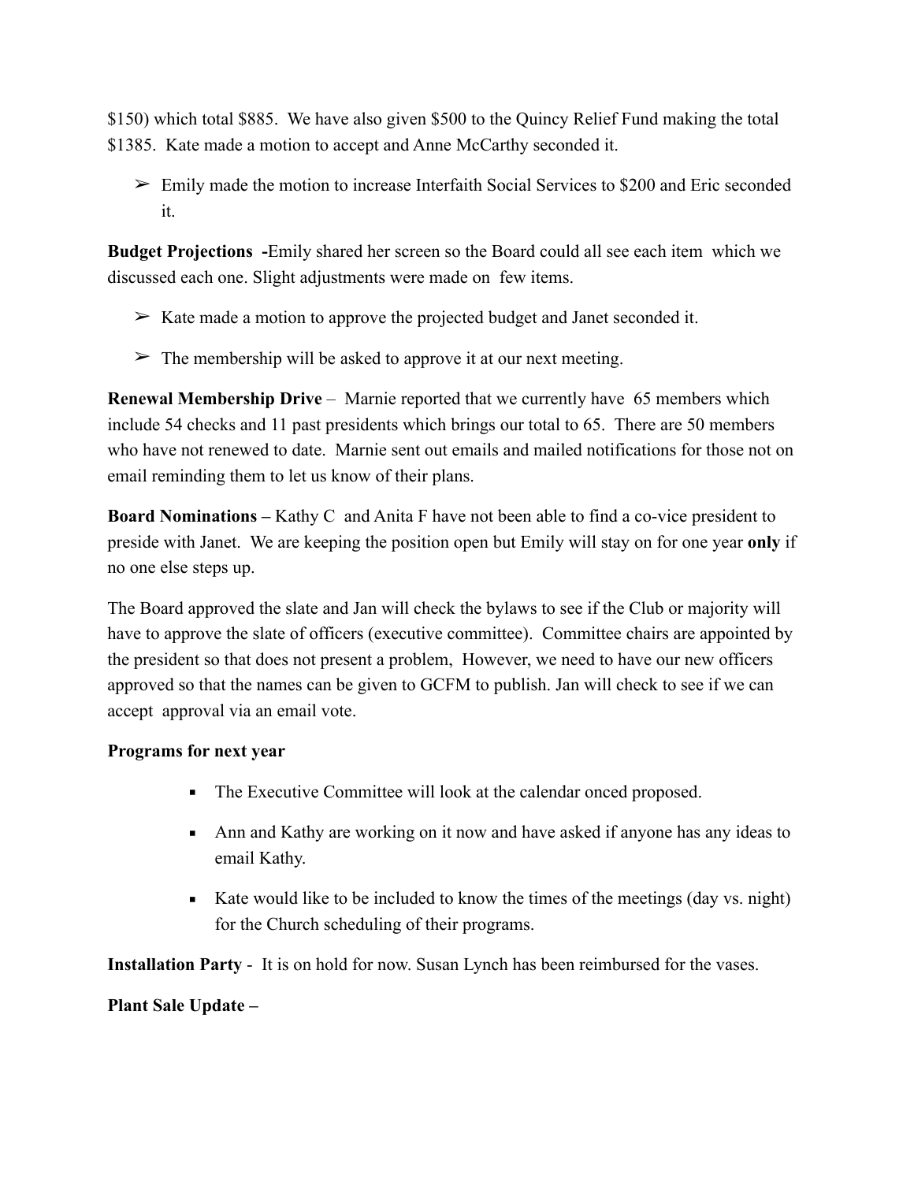$150) which total $885.  We have also given $500 to the Quincy Relief Fund making the total $1385.  Kate made a motion to accept and Anne McCarthy seconded it.

- ➢ Emily made the motion to increase Interfaith Social Services to $200 and Eric seconded it.

**Budget Projections -**Emily shared her screen so the Board could all see each item which we discussed each one. Slight adjustments were made on few items.

- ➢ Kate made a motion to approve the projected budget and Janet seconded it.
- ➢ The membership will be asked to approve it at our next meeting.

**Renewal Membership Drive** – Marnie reported that we currently have 65 members which include 54 checks and 11 past presidents which brings our total to 65.  There are 50 members who have not renewed to date.  Marnie sent out emails and mailed notifications for those not on email reminding them to let us know of their plans.

**Board Nominations –** Kathy C and Anita F have not been able to find a co-vice president to preside with Janet.  We are keeping the position open but Emily will stay on for one year **only** if no one else steps up.

The Board approved the slate and Jan will check the bylaws to see if the Club or majority will have to approve the slate of officers (executive committee).  Committee chairs are appointed by the president so that does not present a problem,  However, we need to have our new officers approved so that the names can be given to GCFM to publish. Jan will check to see if we can accept approval via an email vote.

**Programs for next year**

- The Executive Committee will look at the calendar onced proposed.
- Ann and Kathy are working on it now and have asked if anyone has any ideas to email Kathy.
- Kate would like to be included to know the times of the meetings (day vs. night) for the Church scheduling of their programs.

**Installation Party** -  It is on hold for now. Susan Lynch has been reimbursed for the vases.

**Plant Sale Update –**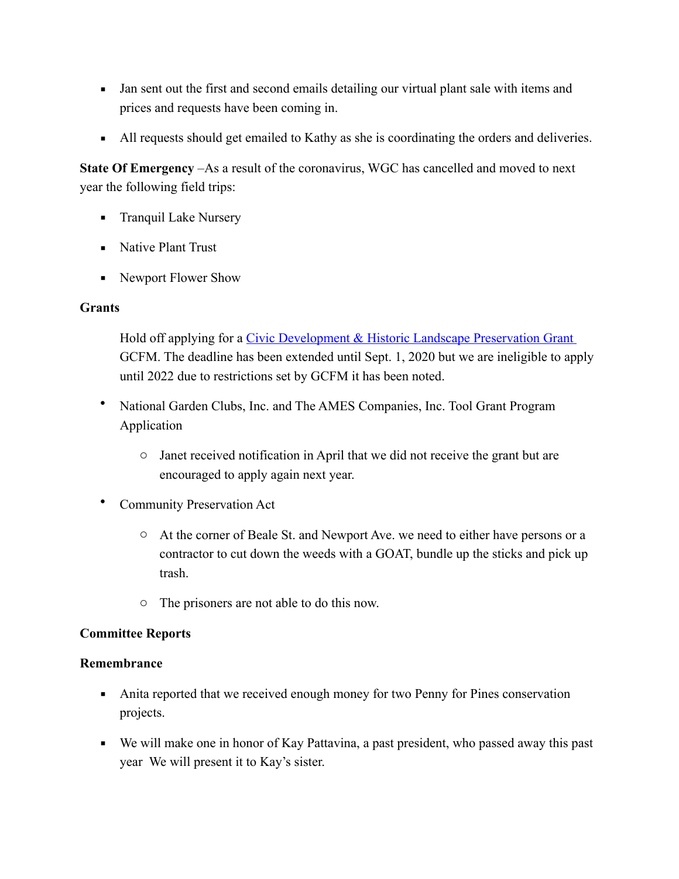- Jan sent out the first and second emails detailing our virtual plant sale with items and prices and requests have been coming in.
- All requests should get emailed to Kathy as she is coordinating the orders and deliveries.

**State Of Emergency** –As a result of the coronavirus, WGC has cancelled and moved to next year the following field trips:

- Tranquil Lake Nursery
- Native Plant Trust
- Newport Flower Show

**Grants**

Hold off applying for a [Civic Development & Historic Landscape Preservation Grant]() GCFM. The deadline has been extended until Sept. 1, 2020 but we are ineligible to apply until 2022 due to restrictions set by GCFM it has been noted.

- National Garden Clubs, Inc. and The AMES Companies, Inc. Tool Grant Program Application
  - Janet received notification in April that we did not receive the grant but are encouraged to apply again next year.
- Community Preservation Act
  - At the corner of Beale St. and Newport Ave. we need to either have persons or a contractor to cut down the weeds with a GOAT, bundle up the sticks and pick up trash.
  - The prisoners are not able to do this now.

**Committee Reports**

**Remembrance**

- Anita reported that we received enough money for two Penny for Pines conservation projects.
- We will make one in honor of Kay Pattavina, a past president, who passed away this past year We will present it to Kay's sister.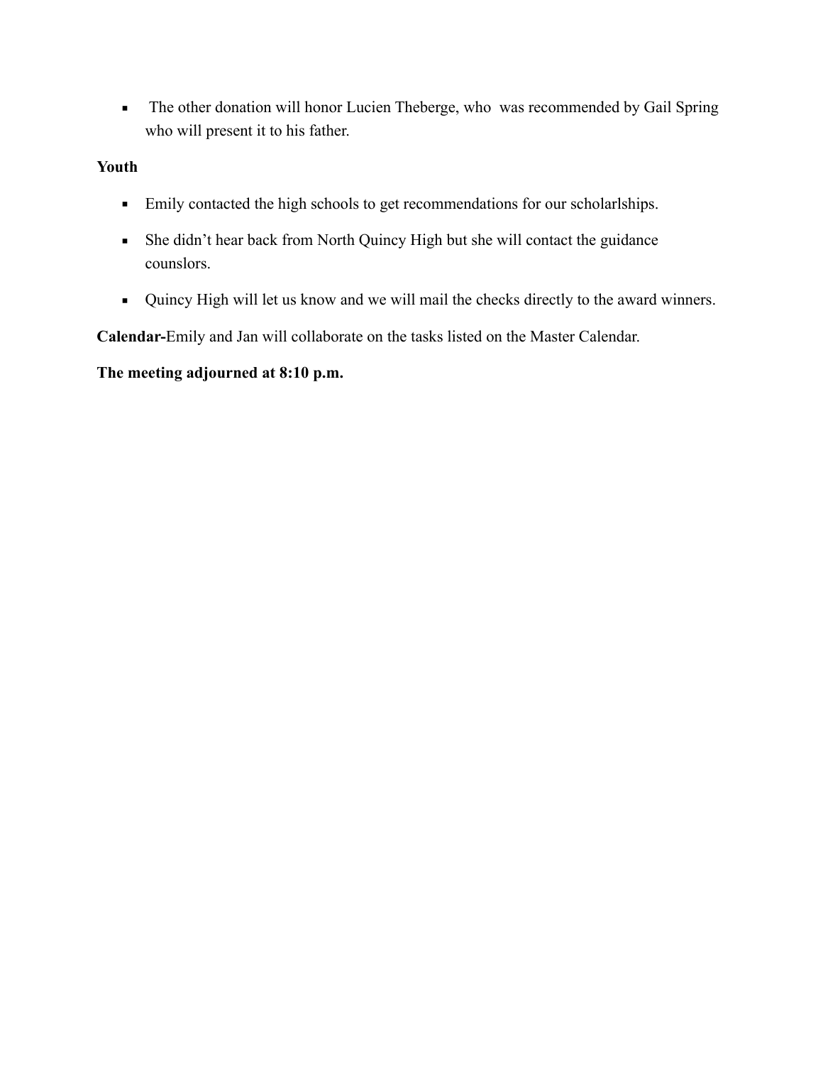- The other donation will honor Lucien Theberge, who was recommended by Gail Spring who will present it to his father.

**Youth**

- Emily contacted the high schools to get recommendations for our scholarlships.
- She didn't hear back from North Quincy High but she will contact the guidance counslors.
- Quincy High will let us know and we will mail the checks directly to the award winners.

**Calendar-**Emily and Jan will collaborate on the tasks listed on the Master Calendar.

**The meeting adjourned at 8:10 p.m.**